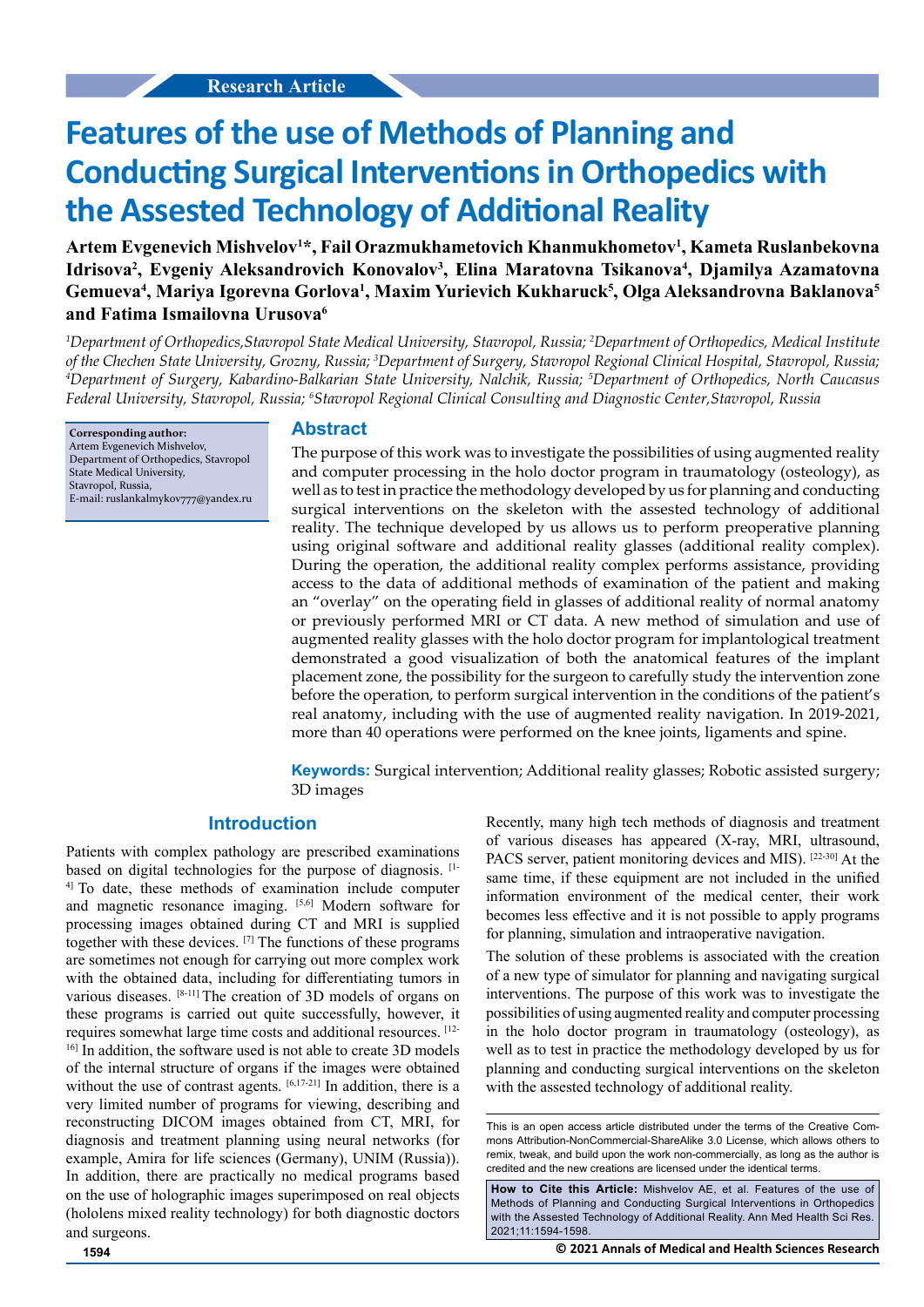Research Article

# Features of the use of Methods of Planning and Conducting Surgical Interventions in Orthopedics with the Assested Technology of Additional Reality

**Artem Evgenevich Mishvelov[1]\*, Fail Orazmukhametovich Khanmukhometov[1], Kameta Ruslanbekovna Idrisova[2], Evgeniy Aleksandrovich Konovalov[3], Elina Maratovna Tsikanova[4], Djamilya Azamatovna Gemueva[4], Mariya Igorevna Gorlova[1], Maxim Yurievich Kukharuck[5], Olga Aleksandrovna Baklanova[5] and Fatima Ismailovna Urusova[6]**

*[1]Department of Orthopedics,Stavropol State Medical University, Stavropol, Russia; [2]Department of Orthopedics, Medical Institute of the Chechen State University, Grozny, Russia; [3]Department of Surgery, Stavropol Regional Clinical Hospital, Stavropol, Russia; [4]Department of Surgery, Kabardino-Balkarian State University, Nalchik, Russia; [5]Department of Orthopedics, North Caucasus Federal University, Stavropol, Russia; [6]Stavropol Regional Clinical Consulting and Diagnostic Center,Stavropol, Russia*

**Corresponding author:**
Artem Evgenevich Mishvelov,
Department of Orthopedics, Stavropol State Medical University,
Stavropol, Russia,
E-mail: ruslankalmykov777@yandex.ru

## Abstract

The purpose of this work was to investigate the possibilities of using augmented reality and computer processing in the holo doctor program in traumatology (osteology), as well as to test in practice the methodology developed by us for planning and conducting surgical interventions on the skeleton with the assested technology of additional reality. The technique developed by us allows us to perform preoperative planning using original software and additional reality glasses (additional reality complex). During the operation, the additional reality complex performs assistance, providing access to the data of additional methods of examination of the patient and making an "overlay" on the operating field in glasses of additional reality of normal anatomy or previously performed MRI or CT data. A new method of simulation and use of augmented reality glasses with the holo doctor program for implantological treatment demonstrated a good visualization of both the anatomical features of the implant placement zone, the possibility for the surgeon to carefully study the intervention zone before the operation, to perform surgical intervention in the conditions of the patient's real anatomy, including with the use of augmented reality navigation. In 2019-2021, more than 40 operations were performed on the knee joints, ligaments and spine.

**Keywords:** Surgical intervention; Additional reality glasses; Robotic assisted surgery; 3D images

## Introduction

Patients with complex pathology are prescribed examinations based on digital technologies for the purpose of diagnosis. [1-4] To date, these methods of examination include computer and magnetic resonance imaging. [5,6] Modern software for processing images obtained during CT and MRI is supplied together with these devices. [7] The functions of these programs are sometimes not enough for carrying out more complex work with the obtained data, including for differentiating tumors in various diseases. [8-11] The creation of 3D models of organs on these programs is carried out quite successfully, however, it requires somewhat large time costs and additional resources. [12-16] In addition, the software used is not able to create 3D models of the internal structure of organs if the images were obtained without the use of contrast agents. [6,17-21] In addition, there is a very limited number of programs for viewing, describing and reconstructing DICOM images obtained from CT, MRI, for diagnosis and treatment planning using neural networks (for example, Amira for life sciences (Germany), UNIM (Russia)). In addition, there are practically no medical programs based on the use of holographic images superimposed on real objects (hololens mixed reality technology) for both diagnostic doctors and surgeons.

Recently, many high tech methods of diagnosis and treatment of various diseases has appeared (X-ray, MRI, ultrasound, PACS server, patient monitoring devices and MIS). [22-30] At the same time, if these equipment are not included in the unified information environment of the medical center, their work becomes less effective and it is not possible to apply programs for planning, simulation and intraoperative navigation.

The solution of these problems is associated with the creation of a new type of simulator for planning and navigating surgical interventions. The purpose of this work was to investigate the possibilities of using augmented reality and computer processing in the holo doctor program in traumatology (osteology), as well as to test in practice the methodology developed by us for planning and conducting surgical interventions on the skeleton with the assested technology of additional reality.

This is an open access article distributed under the terms of the Creative Commons Attribution-NonCommercial-ShareAlike 3.0 License, which allows others to remix, tweak, and build upon the work non-commercially, as long as the author is credited and the new creations are licensed under the identical terms.

**How to Cite this Article:** Mishvelov AE, et al. Features of the use of Methods of Planning and Conducting Surgical Interventions in Orthopedics with the Assested Technology of Additional Reality. Ann Med Health Sci Res. 2021;11:1594-1598.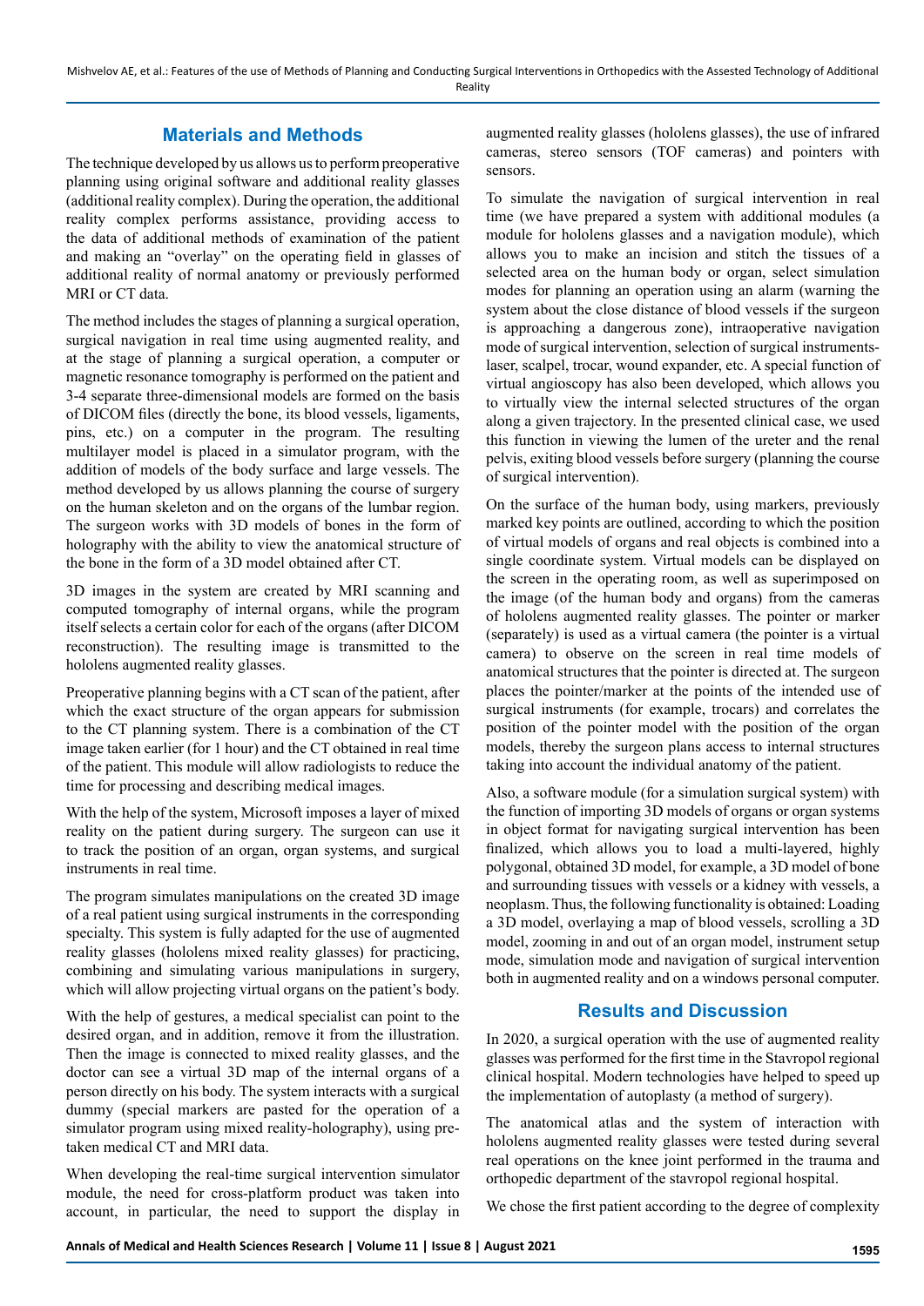## Materials and Methods

The technique developed by us allows us to perform preoperative planning using original software and additional reality glasses (additional reality complex). During the operation, the additional reality complex performs assistance, providing access to the data of additional methods of examination of the patient and making an "overlay" on the operating field in glasses of additional reality of normal anatomy or previously performed MRI or CT data.

The method includes the stages of planning a surgical operation, surgical navigation in real time using augmented reality, and at the stage of planning a surgical operation, a computer or magnetic resonance tomography is performed on the patient and 3-4 separate three-dimensional models are formed on the basis of DICOM files (directly the bone, its blood vessels, ligaments, pins, etc.) on a computer in the program. The resulting multilayer model is placed in a simulator program, with the addition of models of the body surface and large vessels. The method developed by us allows planning the course of surgery on the human skeleton and on the organs of the lumbar region. The surgeon works with 3D models of bones in the form of holography with the ability to view the anatomical structure of the bone in the form of a 3D model obtained after CT.

3D images in the system are created by MRI scanning and computed tomography of internal organs, while the program itself selects a certain color for each of the organs (after DICOM reconstruction). The resulting image is transmitted to the hololens augmented reality glasses.

Preoperative planning begins with a CT scan of the patient, after which the exact structure of the organ appears for submission to the CT planning system. There is a combination of the CT image taken earlier (for 1 hour) and the CT obtained in real time of the patient. This module will allow radiologists to reduce the time for processing and describing medical images.

With the help of the system, Microsoft imposes a layer of mixed reality on the patient during surgery. The surgeon can use it to track the position of an organ, organ systems, and surgical instruments in real time.

The program simulates manipulations on the created 3D image of a real patient using surgical instruments in the corresponding specialty. This system is fully adapted for the use of augmented reality glasses (hololens mixed reality glasses) for practicing, combining and simulating various manipulations in surgery, which will allow projecting virtual organs on the patient's body.

With the help of gestures, a medical specialist can point to the desired organ, and in addition, remove it from the illustration. Then the image is connected to mixed reality glasses, and the doctor can see a virtual 3D map of the internal organs of a person directly on his body. The system interacts with a surgical dummy (special markers are pasted for the operation of a simulator program using mixed reality-holography), using pre-taken medical CT and MRI data.

When developing the real-time surgical intervention simulator module, the need for cross-platform product was taken into account, in particular, the need to support the display in augmented reality glasses (hololens glasses), the use of infrared cameras, stereo sensors (TOF cameras) and pointers with sensors.

To simulate the navigation of surgical intervention in real time (we have prepared a system with additional modules (a module for hololens glasses and a navigation module), which allows you to make an incision and stitch the tissues of a selected area on the human body or organ, select simulation modes for planning an operation using an alarm (warning the system about the close distance of blood vessels if the surgeon is approaching a dangerous zone), intraoperative navigation mode of surgical intervention, selection of surgical instruments-laser, scalpel, trocar, wound expander, etc. A special function of virtual angioscopy has also been developed, which allows you to virtually view the internal selected structures of the organ along a given trajectory. In the presented clinical case, we used this function in viewing the lumen of the ureter and the renal pelvis, exiting blood vessels before surgery (planning the course of surgical intervention).

On the surface of the human body, using markers, previously marked key points are outlined, according to which the position of virtual models of organs and real objects is combined into a single coordinate system. Virtual models can be displayed on the screen in the operating room, as well as superimposed on the image (of the human body and organs) from the cameras of hololens augmented reality glasses. The pointer or marker (separately) is used as a virtual camera (the pointer is a virtual camera) to observe on the screen in real time models of anatomical structures that the pointer is directed at. The surgeon places the pointer/marker at the points of the intended use of surgical instruments (for example, trocars) and correlates the position of the pointer model with the position of the organ models, thereby the surgeon plans access to internal structures taking into account the individual anatomy of the patient.

Also, a software module (for a simulation surgical system) with the function of importing 3D models of organs or organ systems in object format for navigating surgical intervention has been finalized, which allows you to load a multi-layered, highly polygonal, obtained 3D model, for example, a 3D model of bone and surrounding tissues with vessels or a kidney with vessels, a neoplasm. Thus, the following functionality is obtained: Loading a 3D model, overlaying a map of blood vessels, scrolling a 3D model, zooming in and out of an organ model, instrument setup mode, simulation mode and navigation of surgical intervention both in augmented reality and on a windows personal computer.

## Results and Discussion

In 2020, a surgical operation with the use of augmented reality glasses was performed for the first time in the Stavropol regional clinical hospital. Modern technologies have helped to speed up the implementation of autoplasty (a method of surgery).

The anatomical atlas and the system of interaction with hololens augmented reality glasses were tested during several real operations on the knee joint performed in the trauma and orthopedic department of the stavropol regional hospital.

We chose the first patient according to the degree of complexity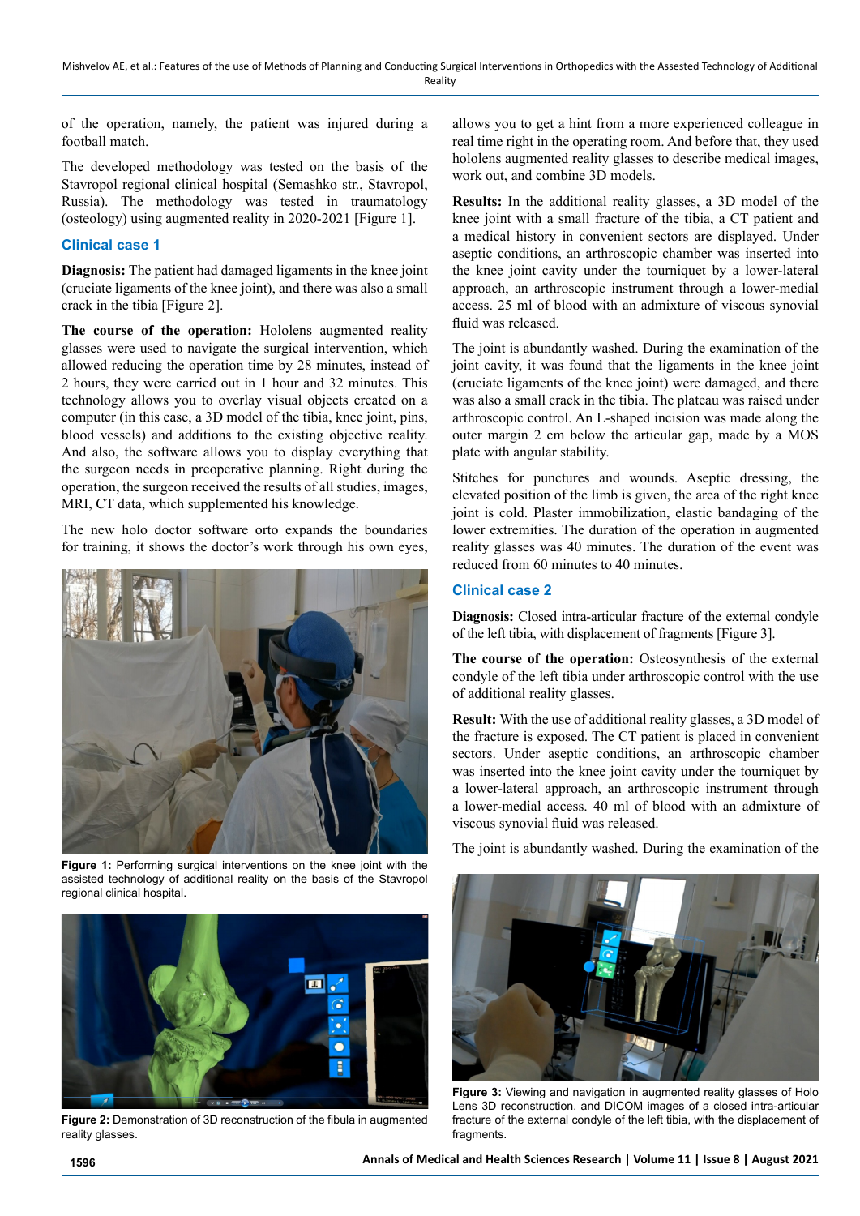of the operation, namely, the patient was injured during a football match.

The developed methodology was tested on the basis of the Stavropol regional clinical hospital (Semashko str., Stavropol, Russia). The methodology was tested in traumatology (osteology) using augmented reality in 2020-2021 [Figure 1].

### Clinical case 1

**Diagnosis:** The patient had damaged ligaments in the knee joint (cruciate ligaments of the knee joint), and there was also a small crack in the tibia [Figure 2].

**The course of the operation:** Hololens augmented reality glasses were used to navigate the surgical intervention, which allowed reducing the operation time by 28 minutes, instead of 2 hours, they were carried out in 1 hour and 32 minutes. This technology allows you to overlay visual objects created on a computer (in this case, a 3D model of the tibia, knee joint, pins, blood vessels) and additions to the existing objective reality. And also, the software allows you to display everything that the surgeon needs in preoperative planning. Right during the operation, the surgeon received the results of all studies, images, MRI, CT data, which supplemented his knowledge.

The new holo doctor software orto expands the boundaries for training, it shows the doctor's work through his own eyes, allows you to get a hint from a more experienced colleague in real time right in the operating room. And before that, they used hololens augmented reality glasses to describe medical images, work out, and combine 3D models.

Figure 1: Performing surgical interventions on the knee joint with the assisted technology of additional reality on the basis of the Stavropol regional clinical hospital.

Figure 2: Demonstration of 3D reconstruction of the fibula in augmented reality glasses.

**Results:** In the additional reality glasses, a 3D model of the knee joint with a small fracture of the tibia, a CT patient and a medical history in convenient sectors are displayed. Under aseptic conditions, an arthroscopic chamber was inserted into the knee joint cavity under the tourniquet by a lower-lateral approach, an arthroscopic instrument through a lower-medial access. 25 ml of blood with an admixture of viscous synovial fluid was released.

The joint is abundantly washed. During the examination of the joint cavity, it was found that the ligaments in the knee joint (cruciate ligaments of the knee joint) were damaged, and there was also a small crack in the tibia. The plateau was raised under arthroscopic control. An L-shaped incision was made along the outer margin 2 cm below the articular gap, made by a MOS plate with angular stability.

Stitches for punctures and wounds. Aseptic dressing, the elevated position of the limb is given, the area of the right knee joint is cold. Plaster immobilization, elastic bandaging of the lower extremities. The duration of the operation in augmented reality glasses was 40 minutes. The duration of the event was reduced from 60 minutes to 40 minutes.

### Clinical case 2

**Diagnosis:** Closed intra-articular fracture of the external condyle of the left tibia, with displacement of fragments [Figure 3].

**The course of the operation:** Osteosynthesis of the external condyle of the left tibia under arthroscopic control with the use of additional reality glasses.

**Result:** With the use of additional reality glasses, a 3D model of the fracture is exposed. The CT patient is placed in convenient sectors. Under aseptic conditions, an arthroscopic chamber was inserted into the knee joint cavity under the tourniquet by a lower-lateral approach, an arthroscopic instrument through a lower-medial access. 40 ml of blood with an admixture of viscous synovial fluid was released.

The joint is abundantly washed. During the examination of the

Figure 3: Viewing and navigation in augmented reality glasses of Holo Lens 3D reconstruction, and DICOM images of a closed intra-articular fracture of the external condyle of the left tibia, with the displacement of fragments.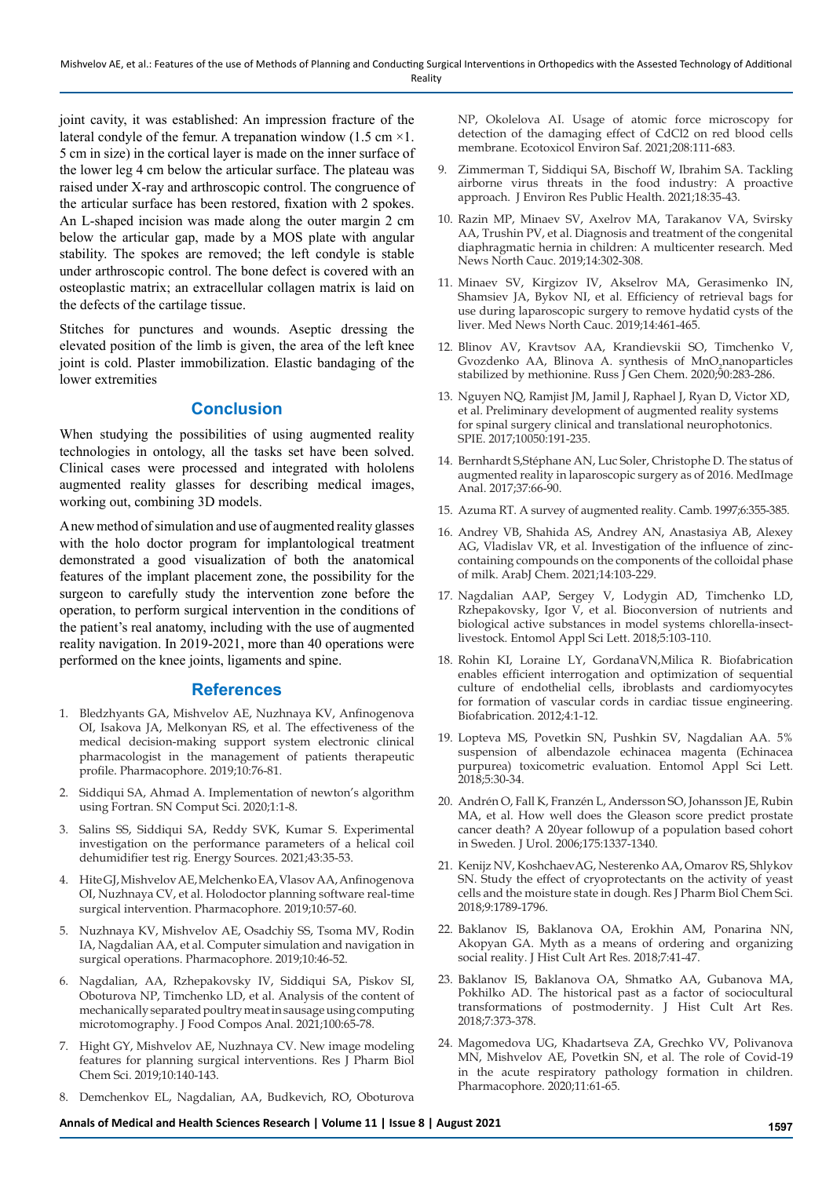joint cavity, it was established: An impression fracture of the lateral condyle of the femur. A trepanation window (1.5 cm ×1. 5 cm in size) in the cortical layer is made on the inner surface of the lower leg 4 cm below the articular surface. The plateau was raised under X-ray and arthroscopic control. The congruence of the articular surface has been restored, fixation with 2 spokes. An L-shaped incision was made along the outer margin 2 cm below the articular gap, made by a MOS plate with angular stability. The spokes are removed; the left condyle is stable under arthroscopic control. The bone defect is covered with an osteoplastic matrix; an extracellular collagen matrix is laid on the defects of the cartilage tissue.

Stitches for punctures and wounds. Aseptic dressing the elevated position of the limb is given, the area of the left knee joint is cold. Plaster immobilization. Elastic bandaging of the lower extremities

## Conclusion

When studying the possibilities of using augmented reality technologies in ontology, all the tasks set have been solved. Clinical cases were processed and integrated with hololens augmented reality glasses for describing medical images, working out, combining 3D models.

A new method of simulation and use of augmented reality glasses with the holo doctor program for implantological treatment demonstrated a good visualization of both the anatomical features of the implant placement zone, the possibility for the surgeon to carefully study the intervention zone before the operation, to perform surgical intervention in the conditions of the patient's real anatomy, including with the use of augmented reality navigation. In 2019-2021, more than 40 operations were performed on the knee joints, ligaments and spine.

## References

1. Bledzhyants GA, Mishvelov AE, Nuzhnaya KV, Anfinogenova OI, Isakova JA, Melkonyan RS, et al. The effectiveness of the medical decision-making support system electronic clinical pharmacologist in the management of patients therapeutic profile. Pharmacophore. 2019;10:76-81.
2. Siddiqui SA, Ahmad A. Implementation of newton's algorithm using Fortran. SN Comput Sci. 2020;1:1-8.
3. Salins SS, Siddiqui SA, Reddy SVK, Kumar S. Experimental investigation on the performance parameters of a helical coil dehumidifier test rig. Energy Sources. 2021;43:35-53.
4. Hite GJ, Mishvelov AE, Melchenko EA, Vlasov AA, Anfinogenova OI, Nuzhnaya CV, et al. Holodoctor planning software real-time surgical intervention. Pharmacophore. 2019;10:57-60.
5. Nuzhnaya KV, Mishvelov AE, Osadchiy SS, Tsoma MV, Rodin IA, Nagdalian AA, et al. Computer simulation and navigation in surgical operations. Pharmacophore. 2019;10:46-52.
6. Nagdalian, AA, Rzhepakovsky IV, Siddiqui SA, Piskov SI, Oboturova NP, Timchenko LD, et al. Analysis of the content of mechanically separated poultry meat in sausage using computing microtomography. J Food Compos Anal. 2021;100:65-78.
7. Hight GY, Mishvelov AE, Nuzhnaya CV. New image modeling features for planning surgical interventions. Res J Pharm Biol Chem Sci. 2019;10:140-143.
8. Demchenkov EL, Nagdalian, AA, Budkevich, RO, Oboturova NP, Okolelova AI. Usage of atomic force microscopy for detection of the damaging effect of CdCl2 on red blood cells membrane. Ecotoxicol Environ Saf. 2021;208:111-683.
9. Zimmerman T, Siddiqui SA, Bischoff W, Ibrahim SA. Tackling airborne virus threats in the food industry: A proactive approach. J Environ Res Public Health. 2021;18:35-43.
10. Razin MP, Minaev SV, Axelrov MA, Tarakanov VA, Svirsky AA, Trushin PV, et al. Diagnosis and treatment of the congenital diaphragmatic hernia in children: A multicenter research. Med News North Cauc. 2019;14:302-308.
11. Minaev SV, Kirgizov IV, Akselrov MA, Gerasimenko IN, Shamsiev JA, Bykov NI, et al. Efficiency of retrieval bags for use during laparoscopic surgery to remove hydatid cysts of the liver. Med News North Cauc. 2019;14:461-465.
12. Blinov AV, Kravtsov AA, Krandievskii SO, Timchenko V, Gvozdenko AA, Blinova A. synthesis of $MnO_2$ nanoparticles stabilized by methionine. Russ J Gen Chem. 2020;90:283-286.
13. Nguyen NQ, Ramjist JM, Jamil J, Raphael J, Ryan D, Victor XD, et al. Preliminary development of augmented reality systems for spinal surgery clinical and translational neurophotonics. SPIE. 2017;10050:191-235.
14. Bernhardt S,Stéphane AN, Luc Soler, Christophe D. The status of augmented reality in laparoscopic surgery as of 2016. MedImage Anal. 2017;37:66-90.
15. Azuma RT. A survey of augmented reality. Camb. 1997;6:355-385.
16. Andrey VB, Shahida AS, Andrey AN, Anastasiya AB, Alexey AG, Vladislav VR, et al. Investigation of the influence of zinc-containing compounds on the components of the colloidal phase of milk. ArabJ Chem. 2021;14:103-229.
17. Nagdalian AAP, Sergey V, Lodygin AD, Timchenko LD, Rzhepakovsky, Igor V, et al. Bioconversion of nutrients and biological active substances in model systems chlorella-insect-livestock. Entomol Appl Sci Lett. 2018;5:103-110.
18. Rohin KI, Loraine LY, GordanaVN,Milica R. Biofabrication enables efficient interrogation and optimization of sequential culture of endothelial cells, ibroblasts and cardiomyocytes for formation of vascular cords in cardiac tissue engineering. Biofabrication. 2012;4:1-12.
19. Lopteva MS, Povetkin SN, Pushkin SV, Nagdalian AA. 5% suspension of albendazole echinacea magenta (Echinacea purpurea) toxicometric evaluation. Entomol Appl Sci Lett. 2018;5:30-34.
20. Andrén O, Fall K, Franzén L, Andersson SO, Johansson JE, Rubin MA, et al. How well does the Gleason score predict prostate cancer death? A 20year followup of a population based cohort in Sweden. J Urol. 2006;175:1337-1340.
21. Kenijz NV, KoshchaevAG, Nesterenko AA, Omarov RS, Shlykov SN. Study the effect of cryoprotectants on the activity of yeast cells and the moisture state in dough. Res J Pharm Biol Chem Sci. 2018;9:1789-1796.
22. Baklanov IS, Baklanova OA, Erokhin AM, Ponarina NN, Akopyan GA. Myth as a means of ordering and organizing social reality. J Hist Cult Art Res. 2018;7:41-47.
23. Baklanov IS, Baklanova OA, Shmatko AA, Gubanova MA, Pokhilko AD. The historical past as a factor of sociocultural transformations of postmodernity. J Hist Cult Art Res. 2018;7:373-378.
24. Magomedova UG, Khadartseva ZA, Grechko VV, Polivanova MN, Mishvelov AE, Povetkin SN, et al. The role of Covid-19 in the acute respiratory pathology formation in children. Pharmacophore. 2020;11:61-65.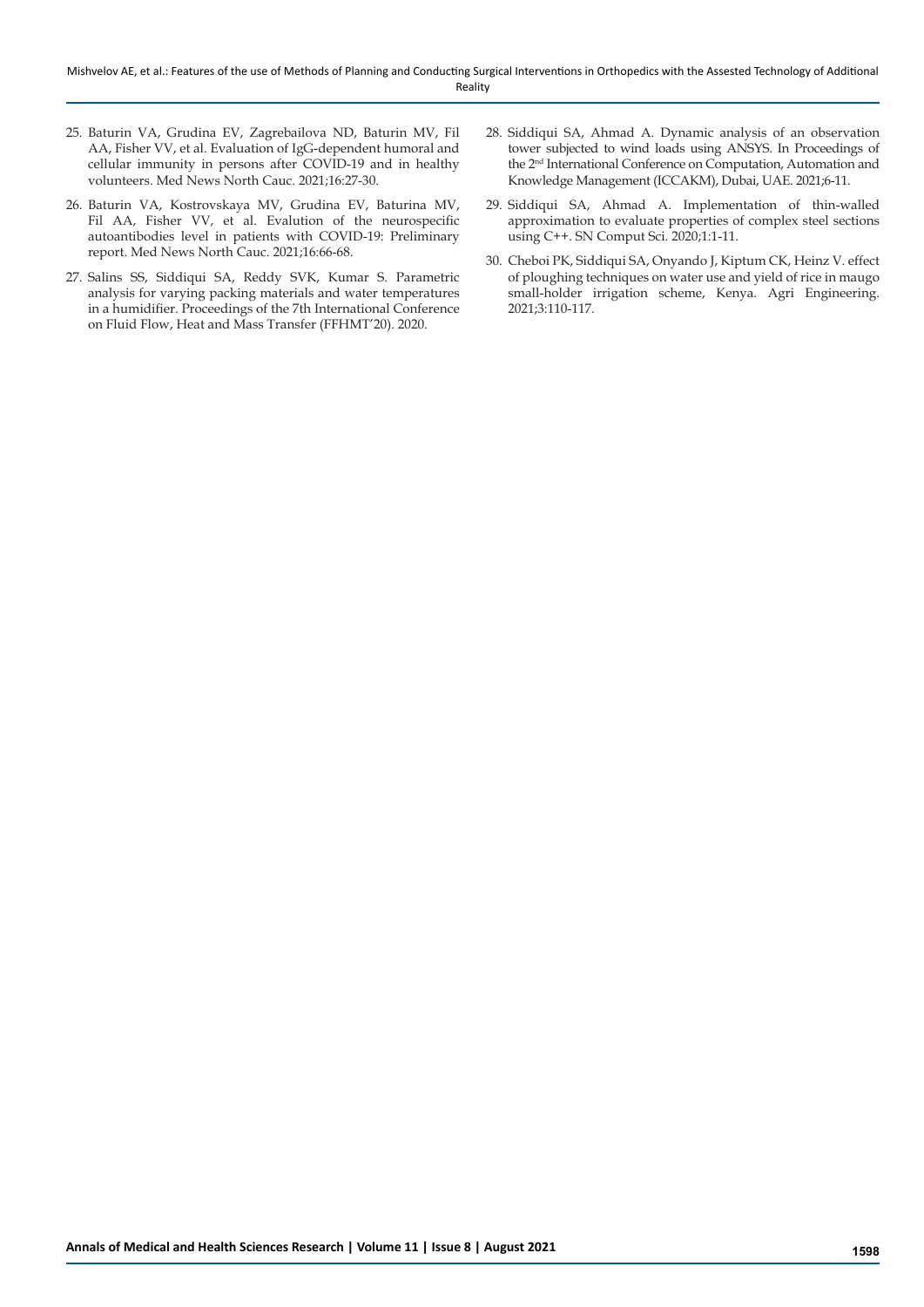25. Baturin VA, Grudina EV, Zagrebailova ND, Baturin MV, Fil AA, Fisher VV, et al. Evaluation of IgG-dependent humoral and cellular immunity in persons after COVID-19 and in healthy volunteers. Med News North Cauc. 2021;16:27-30.

26. Baturin VA, Kostrovskaya MV, Grudina EV, Baturina MV, Fil AA, Fisher VV, et al. Evalution of the neurospecific autoantibodies level in patients with COVID-19: Preliminary report. Med News North Cauc. 2021;16:66-68.

27. Salins SS, Siddiqui SA, Reddy SVK, Kumar S. Parametric analysis for varying packing materials and water temperatures in a humidifier. Proceedings of the 7th International Conference on Fluid Flow, Heat and Mass Transfer (FFHMT'20). 2020.

28. Siddiqui SA, Ahmad A. Dynamic analysis of an observation tower subjected to wind loads using ANSYS. In Proceedings of the 2nd International Conference on Computation, Automation and Knowledge Management (ICCAKM), Dubai, UAE. 2021;6-11.

29. Siddiqui SA, Ahmad A. Implementation of thin-walled approximation to evaluate properties of complex steel sections using C++. SN Comput Sci. 2020;1:1-11.

30. Cheboi PK, Siddiqui SA, Onyando J, Kiptum CK, Heinz V. effect of ploughing techniques on water use and yield of rice in maugo small-holder irrigation scheme, Kenya. Agri Engineering. 2021;3:110-117.